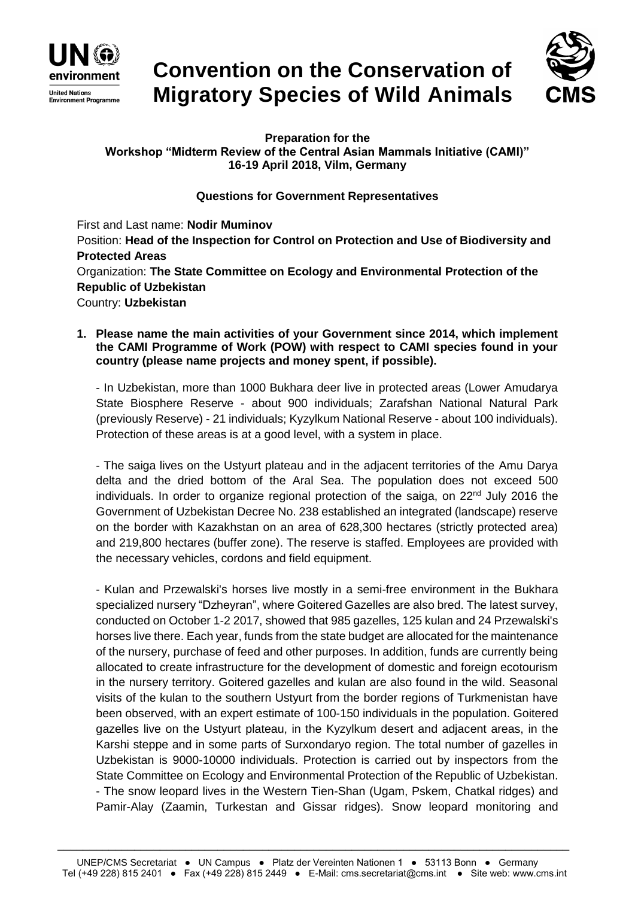# Convention on the Conservation of Migratory Species of Wild Animals

**Preparation for the**
**Workshop "Midterm Review of the Central Asian Mammals Initiative (CAMI)"**
**16-19 April 2018, Vilm, Germany**

**Questions for Government Representatives**

First and Last name: **Nodir Muminov**
Position: **Head of the Inspection for Control on Protection and Use of Biodiversity and Protected Areas**
Organization: **The State Committee on Ecology and Environmental Protection of the Republic of Uzbekistan**
Country: **Uzbekistan**

1. **Please name the main activities of your Government since 2014, which implement the CAMI Programme of Work (POW) with respect to CAMI species found in your country (please name projects and money spent, if possible).**

- In Uzbekistan, more than 1000 Bukhara deer live in protected areas (Lower Amudarya State Biosphere Reserve - about 900 individuals; Zarafshan National Natural Park (previously Reserve) - 21 individuals; Kyzylkum National Reserve - about 100 individuals). Protection of these areas is at a good level, with a system in place.

- The saiga lives on the Ustyurt plateau and in the adjacent territories of the Amu Darya delta and the dried bottom of the Aral Sea. The population does not exceed 500 individuals. In order to organize regional protection of the saiga, on 22nd July 2016 the Government of Uzbekistan Decree No. 238 established an integrated (landscape) reserve on the border with Kazakhstan on an area of 628,300 hectares (strictly protected area) and 219,800 hectares (buffer zone). The reserve is staffed. Employees are provided with the necessary vehicles, cordons and field equipment.

- Kulan and Przewalski's horses live mostly in a semi-free environment in the Bukhara specialized nursery "Dzheyran", where Goitered Gazelles are also bred. The latest survey, conducted on October 1-2 2017, showed that 985 gazelles, 125 kulan and 24 Przewalski's horses live there. Each year, funds from the state budget are allocated for the maintenance of the nursery, purchase of feed and other purposes. In addition, funds are currently being allocated to create infrastructure for the development of domestic and foreign ecotourism in the nursery territory. Goitered gazelles and kulan are also found in the wild. Seasonal visits of the kulan to the southern Ustyurt from the border regions of Turkmenistan have been observed, with an expert estimate of 100-150 individuals in the population. Goitered gazelles live on the Ustyurt plateau, in the Kyzylkum desert and adjacent areas, in the Karshi steppe and in some parts of Surxondaryo region. The total number of gazelles in Uzbekistan is 9000-10000 individuals. Protection is carried out by inspectors from the State Committee on Ecology and Environmental Protection of the Republic of Uzbekistan.
- The snow leopard lives in the Western Tien-Shan (Ugam, Pskem, Chatkal ridges) and Pamir-Alay (Zaamin, Turkestan and Gissar ridges). Snow leopard monitoring and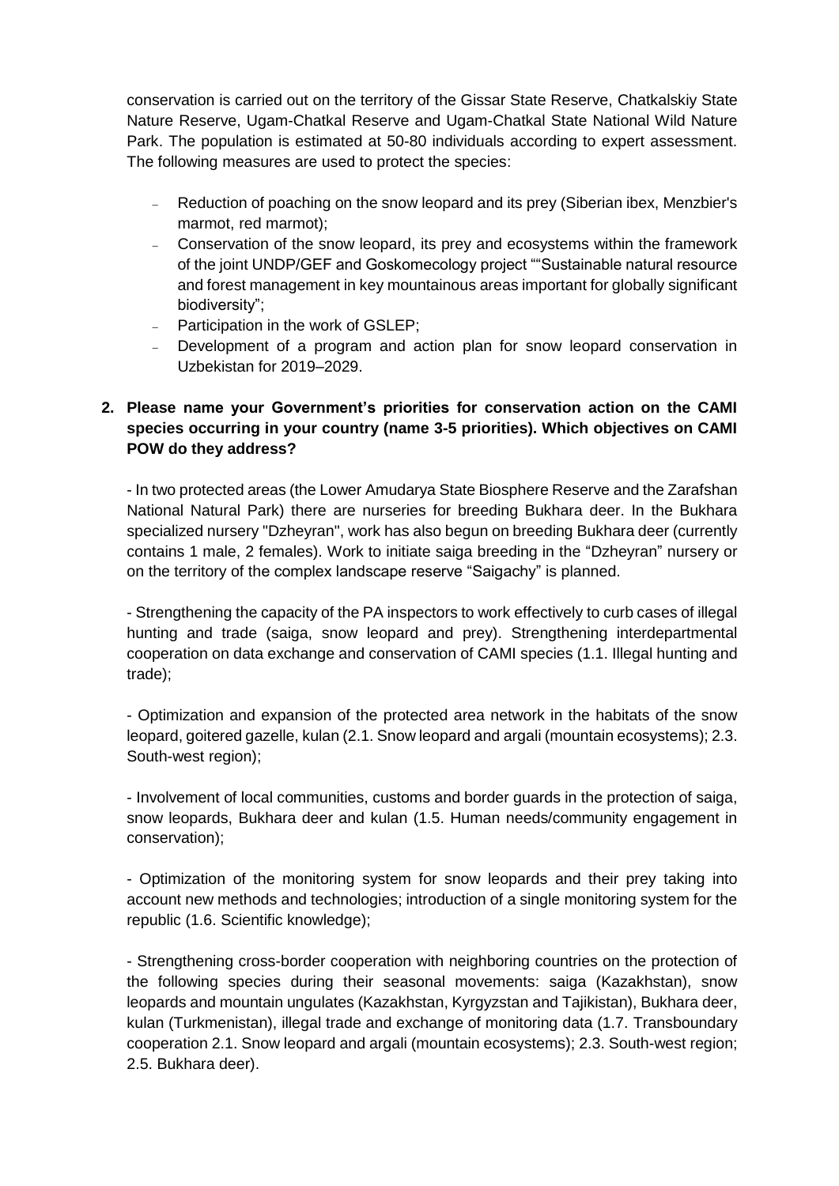conservation is carried out on the territory of the Gissar State Reserve, Chatkalskiy State Nature Reserve, Ugam-Chatkal Reserve and Ugam-Chatkal State National Wild Nature Park. The population is estimated at 50-80 individuals according to expert assessment. The following measures are used to protect the species:

- Reduction of poaching on the snow leopard and its prey (Siberian ibex, Menzbier's marmot, red marmot);
- Conservation of the snow leopard, its prey and ecosystems within the framework of the joint UNDP/GEF and Goskomecology project ""Sustainable natural resource and forest management in key mountainous areas important for globally significant biodiversity";
- Participation in the work of GSLEP;
- Development of a program and action plan for snow leopard conservation in Uzbekistan for 2019–2029.

**2. Please name your Government's priorities for conservation action on the CAMI species occurring in your country (name 3-5 priorities). Which objectives on CAMI POW do they address?**

- In two protected areas (the Lower Amudarya State Biosphere Reserve and the Zarafshan National Natural Park) there are nurseries for breeding Bukhara deer. In the Bukhara specialized nursery "Dzheyran", work has also begun on breeding Bukhara deer (currently contains 1 male, 2 females). Work to initiate saiga breeding in the "Dzheyran" nursery or on the territory of the complex landscape reserve "Saigachy" is planned.

- Strengthening the capacity of the PA inspectors to work effectively to curb cases of illegal hunting and trade (saiga, snow leopard and prey). Strengthening interdepartmental cooperation on data exchange and conservation of CAMI species (1.1. Illegal hunting and trade);

- Optimization and expansion of the protected area network in the habitats of the snow leopard, goitered gazelle, kulan (2.1. Snow leopard and argali (mountain ecosystems); 2.3. South-west region);

- Involvement of local communities, customs and border guards in the protection of saiga, snow leopards, Bukhara deer and kulan (1.5. Human needs/community engagement in conservation);

- Optimization of the monitoring system for snow leopards and their prey taking into account new methods and technologies; introduction of a single monitoring system for the republic (1.6. Scientific knowledge);

- Strengthening cross-border cooperation with neighboring countries on the protection of the following species during their seasonal movements: saiga (Kazakhstan), snow leopards and mountain ungulates (Kazakhstan, Kyrgyzstan and Tajikistan), Bukhara deer, kulan (Turkmenistan), illegal trade and exchange of monitoring data (1.7. Transboundary cooperation 2.1. Snow leopard and argali (mountain ecosystems); 2.3. South-west region; 2.5. Bukhara deer).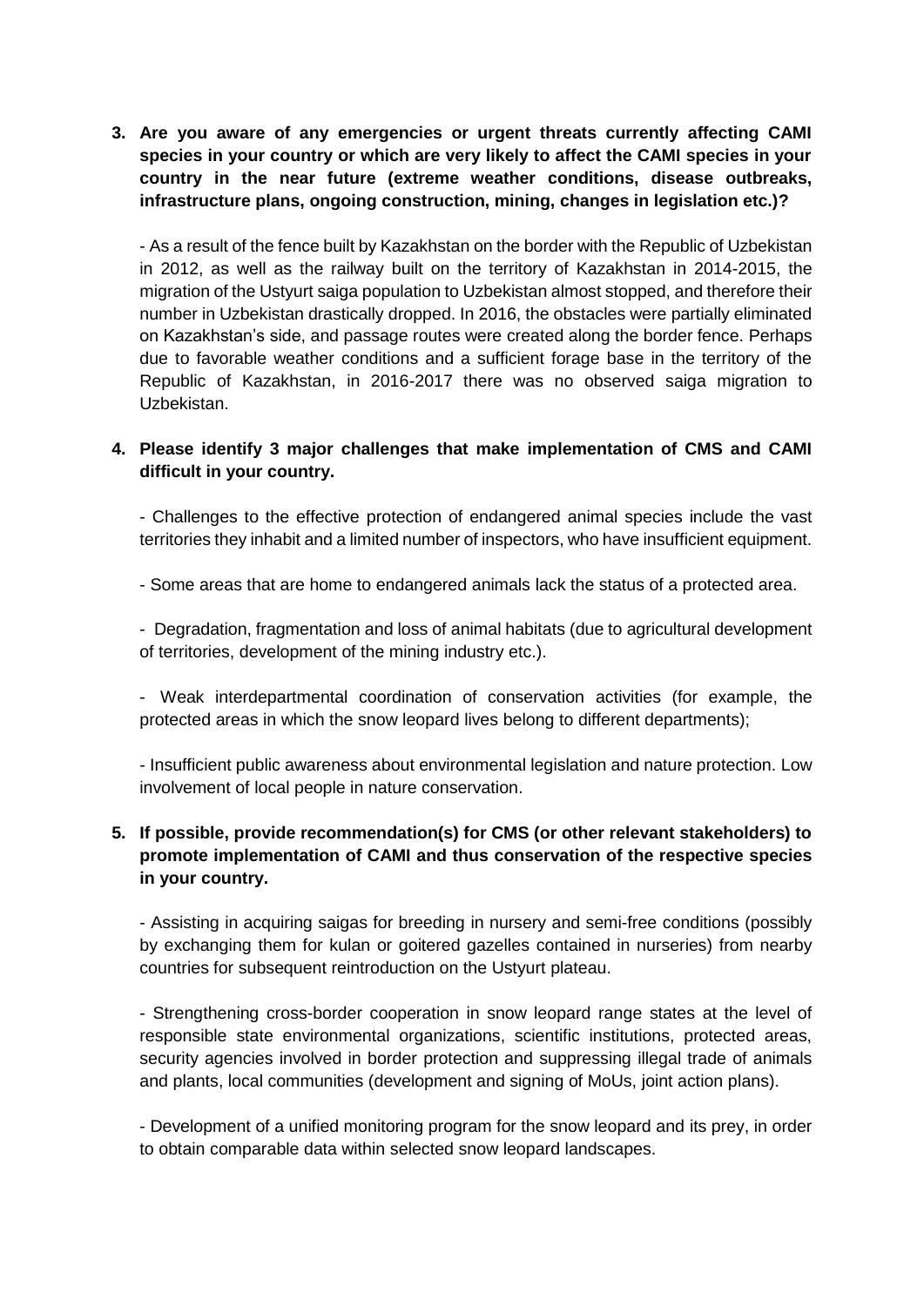**3. Are you aware of any emergencies or urgent threats currently affecting CAMI species in your country or which are very likely to affect the CAMI species in your country in the near future (extreme weather conditions, disease outbreaks, infrastructure plans, ongoing construction, mining, changes in legislation etc.)?**

- As a result of the fence built by Kazakhstan on the border with the Republic of Uzbekistan in 2012, as well as the railway built on the territory of Kazakhstan in 2014-2015, the migration of the Ustyurt saiga population to Uzbekistan almost stopped, and therefore their number in Uzbekistan drastically dropped. In 2016, the obstacles were partially eliminated on Kazakhstan's side, and passage routes were created along the border fence. Perhaps due to favorable weather conditions and a sufficient forage base in the territory of the Republic of Kazakhstan, in 2016-2017 there was no observed saiga migration to Uzbekistan.

**4. Please identify 3 major challenges that make implementation of CMS and CAMI difficult in your country.**

- Challenges to the effective protection of endangered animal species include the vast territories they inhabit and a limited number of inspectors, who have insufficient equipment.

- Some areas that are home to endangered animals lack the status of a protected area.

- Degradation, fragmentation and loss of animal habitats (due to agricultural development of territories, development of the mining industry etc.).

- Weak interdepartmental coordination of conservation activities (for example, the protected areas in which the snow leopard lives belong to different departments);

- Insufficient public awareness about environmental legislation and nature protection. Low involvement of local people in nature conservation.

**5. If possible, provide recommendation(s) for CMS (or other relevant stakeholders) to promote implementation of CAMI and thus conservation of the respective species in your country.**

- Assisting in acquiring saigas for breeding in nursery and semi-free conditions (possibly by exchanging them for kulan or goitered gazelles contained in nurseries) from nearby countries for subsequent reintroduction on the Ustyurt plateau.

- Strengthening cross-border cooperation in snow leopard range states at the level of responsible state environmental organizations, scientific institutions, protected areas, security agencies involved in border protection and suppressing illegal trade of animals and plants, local communities (development and signing of MoUs, joint action plans).

- Development of a unified monitoring program for the snow leopard and its prey, in order to obtain comparable data within selected snow leopard landscapes.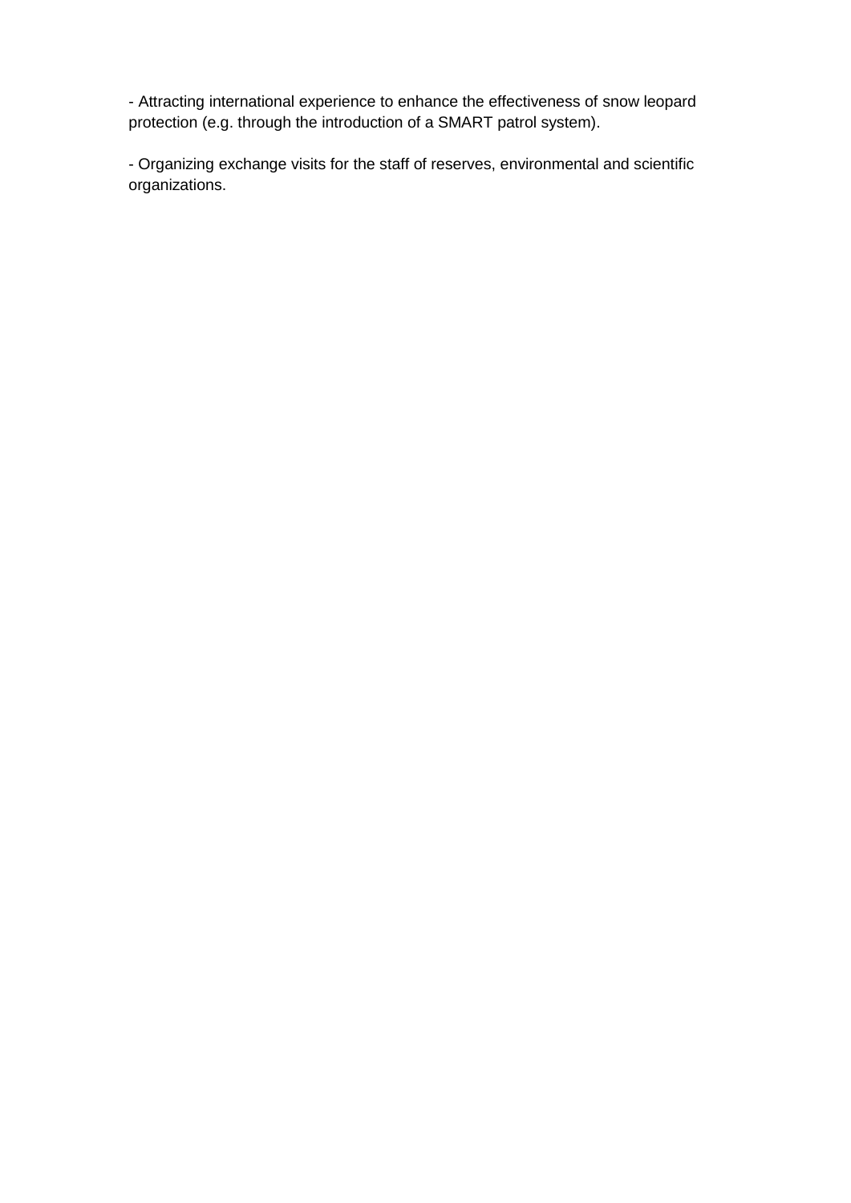- Attracting international experience to enhance the effectiveness of snow leopard protection (e.g. through the introduction of a SMART patrol system).

- Organizing exchange visits for the staff of reserves, environmental and scientific organizations.